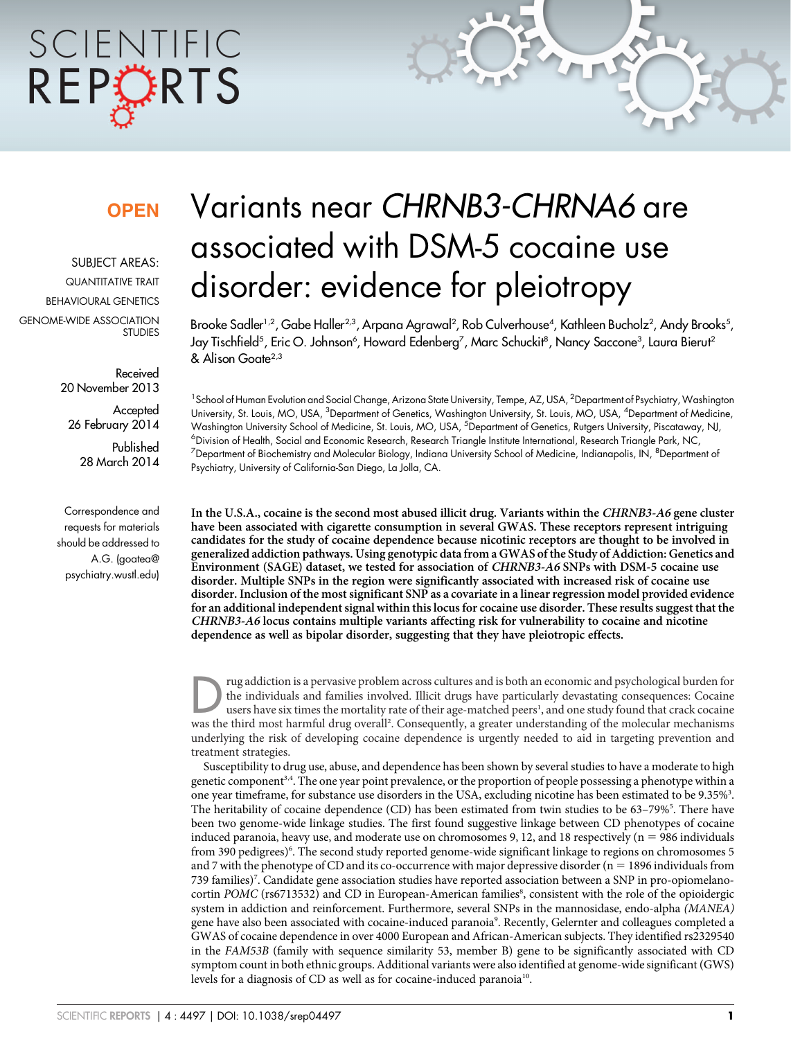OPEN

SUBJECT AREAS:
QUANTITATIVE TRAIT
BEHAVIOURAL GENETICS
GENOME-WIDE ASSOCIATION STUDIES

Received
20 November 2013

Accepted
26 February 2014

Published
28 March 2014

Correspondence and requests for materials should be addressed to A.G. (goatea@psychiatry.wustl.edu)

# Variants near *CHRNB3-CHRNA6* are associated with DSM-5 cocaine use disorder: evidence for pleiotropy

Brooke Sadler[1,2], Gabe Haller[2,3], Arpana Agrawal[2], Rob Culverhouse[4], Kathleen Bucholz[2], Andy Brooks[5], Jay Tischfield[5], Eric O. Johnson[6], Howard Edenberg[7], Marc Schuckit[8], Nancy Saccone[3], Laura Bierut[2] & Alison Goate[2,3]

[1]School of Human Evolution and Social Change, Arizona State University, Tempe, AZ, USA, [2]Department of Psychiatry, Washington University, St. Louis, MO, USA, [3]Department of Genetics, Washington University, St. Louis, MO, USA, [4]Department of Medicine, Washington University School of Medicine, St. Louis, MO, USA, [5]Department of Genetics, Rutgers University, Piscataway, NJ, [6]Division of Health, Social and Economic Research, Research Triangle Institute International, Research Triangle Park, NC, [7]Department of Biochemistry and Molecular Biology, Indiana University School of Medicine, Indianapolis, IN, [8]Department of Psychiatry, University of California-San Diego, La Jolla, CA.

**In the U.S.A., cocaine is the second most abused illicit drug. Variants within the *CHRNB3-A6* gene cluster have been associated with cigarette consumption in several GWAS. These receptors represent intriguing candidates for the study of cocaine dependence because nicotinic receptors are thought to be involved in generalized addiction pathways. Using genotypic data from a GWAS of the Study of Addiction: Genetics and Environment (SAGE) dataset, we tested for association of *CHRNB3-A6* SNPs with DSM-5 cocaine use disorder. Multiple SNPs in the region were significantly associated with increased risk of cocaine use disorder. Inclusion of the most significant SNP as a covariate in a linear regression model provided evidence for an additional independent signal within this locus for cocaine use disorder. These results suggest that the *CHRNB3-A6* locus contains multiple variants affecting risk for vulnerability to cocaine and nicotine dependence as well as bipolar disorder, suggesting that they have pleiotropic effects.**

Drug addiction is a pervasive problem across cultures and is both an economic and psychological burden for the individuals and families involved. Illicit drugs have particularly devastating consequences: Cocaine users have six times the mortality rate of their age-matched peers[1], and one study found that crack cocaine was the third most harmful drug overall[2]. Consequently, a greater understanding of the molecular mechanisms underlying the risk of developing cocaine dependence is urgently needed to aid in targeting prevention and treatment strategies.

Susceptibility to drug use, abuse, and dependence has been shown by several studies to have a moderate to high genetic component[3,4]. The one year point prevalence, or the proportion of people possessing a phenotype within a one year timeframe, for substance use disorders in the USA, excluding nicotine has been estimated to be 9.35%[3]. The heritability of cocaine dependence (CD) has been estimated from twin studies to be 63–79%[5]. There have been two genome-wide linkage studies. The first found suggestive linkage between CD phenotypes of cocaine induced paranoia, heavy use, and moderate use on chromosomes 9, 12, and 18 respectively ($n = 986$ individuals from 390 pedigrees)[6]. The second study reported genome-wide significant linkage to regions on chromosomes 5 and 7 with the phenotype of CD and its co-occurrence with major depressive disorder ($n = 1896$ individuals from 739 families)[7]. Candidate gene association studies have reported association between a SNP in pro-opiomelanocortin *POMC* (rs6713532) and CD in European-American families[8], consistent with the role of the opioidergic system in addiction and reinforcement. Furthermore, several SNPs in the mannosidase, endo-alpha *(MANEA)* gene have also been associated with cocaine-induced paranoia[9]. Recently, Gelernter and colleagues completed a GWAS of cocaine dependence in over 4000 European and African-American subjects. They identified rs2329540 in the *FAM53B* (family with sequence similarity 53, member B) gene to be significantly associated with CD symptom count in both ethnic groups. Additional variants were also identified at genome-wide significant (GWS) levels for a diagnosis of CD as well as for cocaine-induced paranoia[10].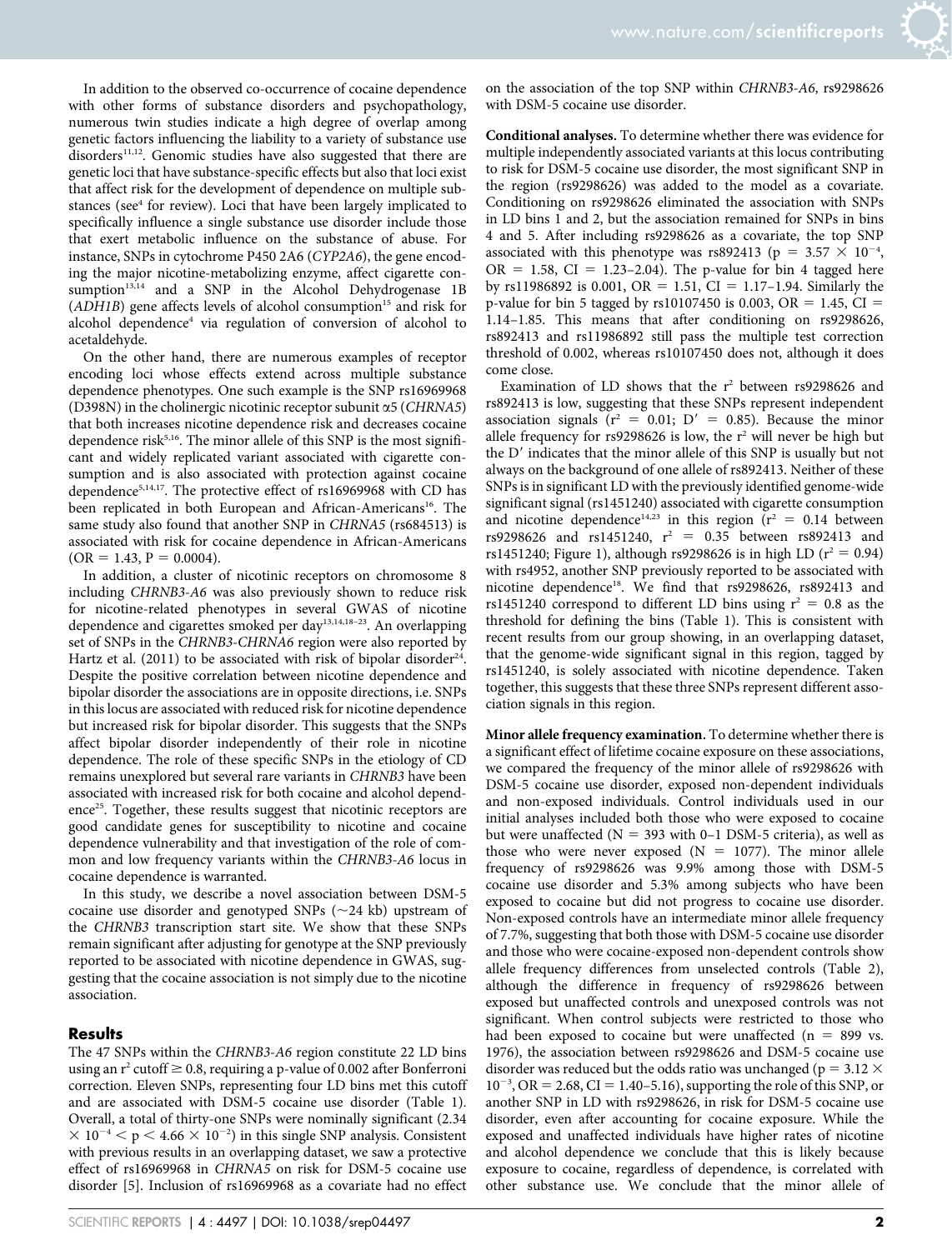In addition to the observed co-occurrence of cocaine dependence with other forms of substance disorders and psychopathology, numerous twin studies indicate a high degree of overlap among genetic factors influencing the liability to a variety of substance use disorders[11,12]. Genomic studies have also suggested that there are genetic loci that have substance-specific effects but also that loci exist that affect risk for the development of dependence on multiple substances (see[4] for review). Loci that have been largely implicated to specifically influence a single substance use disorder include those that exert metabolic influence on the substance of abuse. For instance, SNPs in cytochrome P450 2A6 (*CYP2A6*), the gene encoding the major nicotine-metabolizing enzyme, affect cigarette consumption[13,14] and a SNP in the Alcohol Dehydrogenase 1B (*ADH1B*) gene affects levels of alcohol consumption[15] and risk for alcohol dependence[4] via regulation of conversion of alcohol to acetaldehyde.

On the other hand, there are numerous examples of receptor encoding loci whose effects extend across multiple substance dependence phenotypes. One such example is the SNP rs16969968 (D398N) in the cholinergic nicotinic receptor subunit α5 (*CHRNA5*) that both increases nicotine dependence risk and decreases cocaine dependence risk[5,16]. The minor allele of this SNP is the most significant and widely replicated variant associated with cigarette consumption and is also associated with protection against cocaine dependence[5,14,17]. The protective effect of rs16969968 with CD has been replicated in both European and African-Americans[16]. The same study also found that another SNP in *CHRNA5* (rs684513) is associated with risk for cocaine dependence in African-Americans (OR = 1.43, P = 0.0004).

In addition, a cluster of nicotinic receptors on chromosome 8 including *CHRNB3-A6* was also previously shown to reduce risk for nicotine-related phenotypes in several GWAS of nicotine dependence and cigarettes smoked per day[13,14,18–23]. An overlapping set of SNPs in the *CHRNB3-CHRNA6* region were also reported by Hartz et al. (2011) to be associated with risk of bipolar disorder[24]. Despite the positive correlation between nicotine dependence and bipolar disorder the associations are in opposite directions, i.e. SNPs in this locus are associated with reduced risk for nicotine dependence but increased risk for bipolar disorder. This suggests that the SNPs affect bipolar disorder independently of their role in nicotine dependence. The role of these specific SNPs in the etiology of CD remains unexplored but several rare variants in *CHRNB3* have been associated with increased risk for both cocaine and alcohol dependence[25]. Together, these results suggest that nicotinic receptors are good candidate genes for susceptibility to nicotine and cocaine dependence vulnerability and that investigation of the role of common and low frequency variants within the *CHRNB3-A6* locus in cocaine dependence is warranted.

In this study, we describe a novel association between DSM-5 cocaine use disorder and genotyped SNPs (~24 kb) upstream of the *CHRNB3* transcription start site. We show that these SNPs remain significant after adjusting for genotype at the SNP previously reported to be associated with nicotine dependence in GWAS, suggesting that the cocaine association is not simply due to the nicotine association.

## Results

The 47 SNPs within the *CHRNB3-A6* region constitute 22 LD bins using an $r^2$ cutoff ≥ 0.8, requiring a p-value of 0.002 after Bonferroni correction. Eleven SNPs, representing four LD bins met this cutoff and are associated with DSM-5 cocaine use disorder (Table 1). Overall, a total of thirty-one SNPs were nominally significant ($2.34 \times 10^{-4} < p < 4.66 \times 10^{-2}$) in this single SNP analysis. Consistent with previous results in an overlapping dataset, we saw a protective effect of rs16969968 in *CHRNA5* on risk for DSM-5 cocaine use disorder [5]. Inclusion of rs16969968 as a covariate had no effect on the association of the top SNP within *CHRNB3-A6*, rs9298626 with DSM-5 cocaine use disorder.

**Conditional analyses.** To determine whether there was evidence for multiple independently associated variants at this locus contributing to risk for DSM-5 cocaine use disorder, the most significant SNP in the region (rs9298626) was added to the model as a covariate. Conditioning on rs9298626 eliminated the association with SNPs in LD bins 1 and 2, but the association remained for SNPs in bins 4 and 5. After including rs9298626 as a covariate, the top SNP associated with this phenotype was rs892413 ($p = 3.57 \times 10^{-4}$, OR = 1.58, CI = 1.23–2.04). The p-value for bin 4 tagged here by rs11986892 is 0.001, OR = 1.51, CI = 1.17–1.94. Similarly the p-value for bin 5 tagged by rs10107450 is 0.003, OR = 1.45, CI = 1.14–1.85. This means that after conditioning on rs9298626, rs892413 and rs11986892 still pass the multiple test correction threshold of 0.002, whereas rs10107450 does not, although it does come close.

Examination of LD shows that the $r^2$ between rs9298626 and rs892413 is low, suggesting that these SNPs represent independent association signals ($r^2 = 0.01$; $D' = 0.85$). Because the minor allele frequency for rs9298626 is low, the $r^2$ will never be high but the $D'$ indicates that the minor allele of this SNP is usually but not always on the background of one allele of rs892413. Neither of these SNPs is in significant LD with the previously identified genome-wide significant signal (rs1451240) associated with cigarette consumption and nicotine dependence[14,23] in this region ($r^2 = 0.14$ between rs9298626 and rs1451240, $r^2 = 0.35$ between rs892413 and rs1451240; Figure 1), although rs9298626 is in high LD ($r^2 = 0.94$) with rs4952, another SNP previously reported to be associated with nicotine dependence[18]. We find that rs9298626, rs892413 and rs1451240 correspond to different LD bins using $r^2 = 0.8$ as the threshold for defining the bins (Table 1). This is consistent with recent results from our group showing, in an overlapping dataset, that the genome-wide significant signal in this region, tagged by rs1451240, is solely associated with nicotine dependence. Taken together, this suggests that these three SNPs represent different association signals in this region.

**Minor allele frequency examination.** To determine whether there is a significant effect of lifetime cocaine exposure on these associations, we compared the frequency of the minor allele of rs9298626 with DSM-5 cocaine use disorder, exposed non-dependent individuals and non-exposed individuals. Control individuals used in our initial analyses included both those who were exposed to cocaine but were unaffected (N = 393 with 0–1 DSM-5 criteria), as well as those who were never exposed (N = 1077). The minor allele frequency of rs9298626 was 9.9% among those with DSM-5 cocaine use disorder and 5.3% among subjects who have been exposed to cocaine but did not progress to cocaine use disorder. Non-exposed controls have an intermediate minor allele frequency of 7.7%, suggesting that both those with DSM-5 cocaine use disorder and those who were cocaine-exposed non-dependent controls show allele frequency differences from unselected controls (Table 2), although the difference in frequency of rs9298626 between exposed but unaffected controls and unexposed controls was not significant. When control subjects were restricted to those who had been exposed to cocaine but were unaffected (n = 899 vs. 1976), the association between rs9298626 and DSM-5 cocaine use disorder was reduced but the odds ratio was unchanged ($p = 3.12 \times 10^{-3}$, OR = 2.68, CI = 1.40–5.16), supporting the role of this SNP, or another SNP in LD with rs9298626, in risk for DSM-5 cocaine use disorder, even after accounting for cocaine exposure. While the exposed and unaffected individuals have higher rates of nicotine and alcohol dependence we conclude that this is likely because exposure to cocaine, regardless of dependence, is correlated with other substance use. We conclude that the minor allele of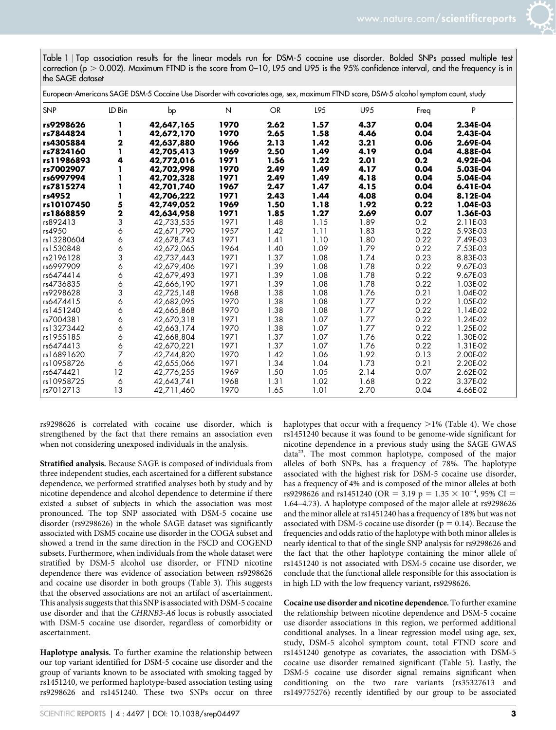Table 1 | Top association results for the linear models run for DSM-5 cocaine use disorder. Bolded SNPs passed multiple test correction ($p > 0.002$). Maximum FTND is the score from 0–10, L95 and U95 is the 95% confidence interval, and the frequency is in the SAGE dataset

European-Americans SAGE DSM-5 Cocaine Use Disorder with covariates age, sex, maximum FTND score, DSM-5 alcohol symptom count, study

| SNP | LD Bin | bp | N | OR | L95 | U95 | Freq | P |
|---|---|---|---|---|---|---|---|---|
| **rs9298626** | **1** | **42,647,165** | **1970** | **2.62** | **1.57** | **4.37** | **0.04** | **2.34E-04** |
| **rs7844824** | **1** | **42,672,170** | **1970** | **2.65** | **1.58** | **4.46** | **0.04** | **2.43E-04** |
| **rs4305884** | **2** | **42,637,880** | **1966** | **2.13** | **1.42** | **3.21** | **0.06** | **2.69E-04** |
| **rs7824160** | **1** | **42,705,413** | **1969** | **2.50** | **1.49** | **4.19** | **0.04** | **4.88E-04** |
| **rs11986893** | **4** | **42,772,016** | **1971** | **1.56** | **1.22** | **2.01** | **0.2** | **4.92E-04** |
| **rs7002907** | **1** | **42,702,998** | **1970** | **2.49** | **1.49** | **4.17** | **0.04** | **5.03E-04** |
| **rs6997994** | **1** | **42,702,328** | **1971** | **2.49** | **1.49** | **4.18** | **0.04** | **5.04E-04** |
| **rs7815274** | **1** | **42,701,740** | **1967** | **2.47** | **1.47** | **4.15** | **0.04** | **6.41E-04** |
| **rs4952** | **1** | **42,706,222** | **1971** | **2.43** | **1.44** | **4.08** | **0.04** | **8.12E-04** |
| **rs10107450** | **5** | **42,749,052** | **1969** | **1.50** | **1.18** | **1.92** | **0.22** | **1.04E-03** |
| **rs1868859** | **2** | **42,634,958** | **1971** | **1.85** | **1.27** | **2.69** | **0.07** | **1.36E-03** |
| rs892413 | 3 | 42,733,535 | 1971 | 1.48 | 1.15 | 1.89 | 0.2 | 2.11E-03 |
| rs4950 | 6 | 42,671,790 | 1957 | 1.42 | 1.11 | 1.83 | 0.22 | 5.93E-03 |
| rs13280604 | 6 | 42,678,743 | 1971 | 1.41 | 1.10 | 1.80 | 0.22 | 7.49E-03 |
| rs1530848 | 6 | 42,672,065 | 1964 | 1.40 | 1.09 | 1.79 | 0.22 | 7.53E-03 |
| rs2196128 | 3 | 42,737,443 | 1971 | 1.37 | 1.08 | 1.74 | 0.23 | 8.83E-03 |
| rs6997909 | 6 | 42,679,406 | 1971 | 1.39 | 1.08 | 1.78 | 0.22 | 9.67E-03 |
| rs6474414 | 6 | 42,679,493 | 1971 | 1.39 | 1.08 | 1.78 | 0.22 | 9.67E-03 |
| rs4736835 | 6 | 42,666,190 | 1971 | 1.39 | 1.08 | 1.78 | 0.22 | 1.03E-02 |
| rs9298628 | 3 | 42,725,148 | 1968 | 1.38 | 1.08 | 1.76 | 0.21 | 1.04E-02 |
| rs6474415 | 6 | 42,682,095 | 1970 | 1.38 | 1.08 | 1.77 | 0.22 | 1.05E-02 |
| rs1451240 | 6 | 42,665,868 | 1970 | 1.38 | 1.08 | 1.77 | 0.22 | 1.14E-02 |
| rs7004381 | 6 | 42,670,318 | 1971 | 1.38 | 1.07 | 1.77 | 0.22 | 1.24E-02 |
| rs13273442 | 6 | 42,663,174 | 1970 | 1.38 | 1.07 | 1.77 | 0.22 | 1.25E-02 |
| rs1955185 | 6 | 42,668,804 | 1971 | 1.37 | 1.07 | 1.76 | 0.22 | 1.30E-02 |
| rs6474413 | 6 | 42,670,221 | 1971 | 1.37 | 1.07 | 1.76 | 0.22 | 1.31E-02 |
| rs16891620 | 7 | 42,744,820 | 1970 | 1.42 | 1.06 | 1.92 | 0.13 | 2.00E-02 |
| rs10958726 | 6 | 42,655,066 | 1971 | 1.34 | 1.04 | 1.73 | 0.21 | 2.20E-02 |
| rs6474421 | 12 | 42,776,255 | 1969 | 1.50 | 1.05 | 2.14 | 0.07 | 2.62E-02 |
| rs10958725 | 6 | 42,643,741 | 1968 | 1.31 | 1.02 | 1.68 | 0.22 | 3.37E-02 |
| rs7012713 | 13 | 42,711,460 | 1970 | 1.65 | 1.01 | 2.70 | 0.04 | 4.66E-02 |

rs9298626 is correlated with cocaine use disorder, which is strengthened by the fact that there remains an association even when not considering unexposed individuals in the analysis.

**Stratified analysis.** Because SAGE is composed of individuals from three independent studies, each ascertained for a different substance dependence, we performed stratified analyses both by study and by nicotine dependence and alcohol dependence to determine if there existed a subset of subjects in which the association was most pronounced. The top SNP associated with DSM-5 cocaine use disorder (rs9298626) in the whole SAGE dataset was significantly associated with DSM5 cocaine use disorder in the COGA subset and showed a trend in the same direction in the FSCD and COGEND subsets. Furthermore, when individuals from the whole dataset were stratified by DSM-5 alcohol use disorder, or FTND nicotine dependence there was evidence of association between rs9298626 and cocaine use disorder in both groups (Table 3). This suggests that the observed associations are not an artifact of ascertainment. This analysis suggests that this SNP is associated with DSM-5 cocaine use disorder and that the *CHRNB3-A6* locus is robustly associated with DSM-5 cocaine use disorder, regardless of comorbidity or ascertainment.

**Haplotype analysis.** To further examine the relationship between our top variant identified for DSM-5 cocaine use disorder and the group of variants known to be associated with smoking tagged by rs1451240, we performed haplotype-based association testing using rs9298626 and rs1451240. These two SNPs occur on three haplotypes that occur with a frequency >1% (Table 4). We chose rs1451240 because it was found to be genome-wide significant for nicotine dependence in a previous study using the SAGE GWAS data[23]. The most common haplotype, composed of the major alleles of both SNPs, has a frequency of 78%. The haplotype associated with the highest risk for DSM-5 cocaine use disorder, has a frequency of 4% and is composed of the minor alleles at both rs9298626 and rs1451240 (OR = 3.19 $p = 1.35 \times 10^{-4}$, 95% CI = 1.64–4.73). A haplotype composed of the major allele at rs9298626 and the minor allele at rs1451240 has a frequency of 18% but was not associated with DSM-5 cocaine use disorder ($p = 0.14$). Because the frequencies and odds ratio of the haplotype with both minor alleles is nearly identical to that of the single SNP analysis for rs9298626 and the fact that the other haplotype containing the minor allele of rs1451240 is not associated with DSM-5 cocaine use disorder, we conclude that the functional allele responsible for this association is in high LD with the low frequency variant, rs9298626.

**Cocaine use disorder and nicotine dependence.** To further examine the relationship between nicotine dependence and DSM-5 cocaine use disorder associations in this region, we performed additional conditional analyses. In a linear regression model using age, sex, study, DSM-5 alcohol symptom count, total FTND score and rs1451240 genotype as covariates, the association with DSM-5 cocaine use disorder remained significant (Table 5). Lastly, the DSM-5 cocaine use disorder signal remains significant when conditioning on the two rare variants (rs35327613 and rs149775276) recently identified by our group to be associated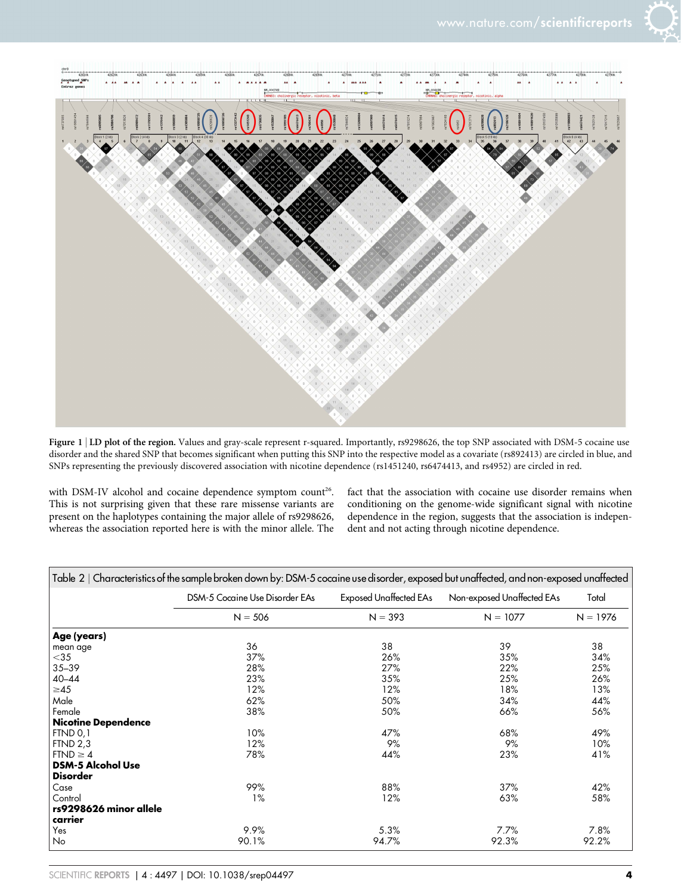**Figure 1 | LD plot of the region.** Values and gray-scale represent r-squared. Importantly, rs9298626, the top SNP associated with DSM-5 cocaine use disorder and the shared SNP that becomes significant when putting this SNP into the respective model as a covariate (rs892413) are circled in blue, and SNPs representing the previously discovered association with nicotine dependence (rs1451240, rs6474413, and rs4952) are circled in red.

with DSM-IV alcohol and cocaine dependence symptom count[26]. This is not surprising given that these rare missense variants are present on the haplotypes containing the major allele of rs9298626, whereas the association reported here is with the minor allele. The fact that the association with cocaine use disorder remains when conditioning on the genome-wide significant signal with nicotine dependence in the region, suggests that the association is independent and not acting through nicotine dependence.

Table 2 | Characteristics of the sample broken down by: DSM-5 cocaine use disorder, exposed but unaffected, and non-exposed unaffected

| | DSM-5 Cocaine Use Disorder EAs | Exposed Unaffected EAs | Non-exposed Unaffected EAs | Total |
|---|---|---|---|---|
| | N = 506 | N = 393 | N = 1077 | N = 1976 |
| **Age (years)** | | | | |
| mean age | 36 | 38 | 39 | 38 |
| <35 | 37% | 26% | 35% | 34% |
| 35–39 | 28% | 27% | 22% | 25% |
| 40–44 | 23% | 35% | 25% | 26% |
| ≥45 | 12% | 12% | 18% | 13% |
| Male | 62% | 50% | 34% | 44% |
| Female | 38% | 50% | 66% | 56% |
| **Nicotine Dependence** | | | | |
| FTND 0,1 | 10% | 47% | 68% | 49% |
| FTND 2,3 | 12% | 9% | 9% | 10% |
| FTND ≥ 4 | 78% | 44% | 23% | 41% |
| **DSM-5 Alcohol Use Disorder** | | | | |
| Case | 99% | 88% | 37% | 42% |
| Control | 1% | 12% | 63% | 58% |
| **rs9298626 minor allele carrier** | | | | |
| Yes | 9.9% | 5.3% | 7.7% | 7.8% |
| No | 90.1% | 94.7% | 92.3% | 92.2% |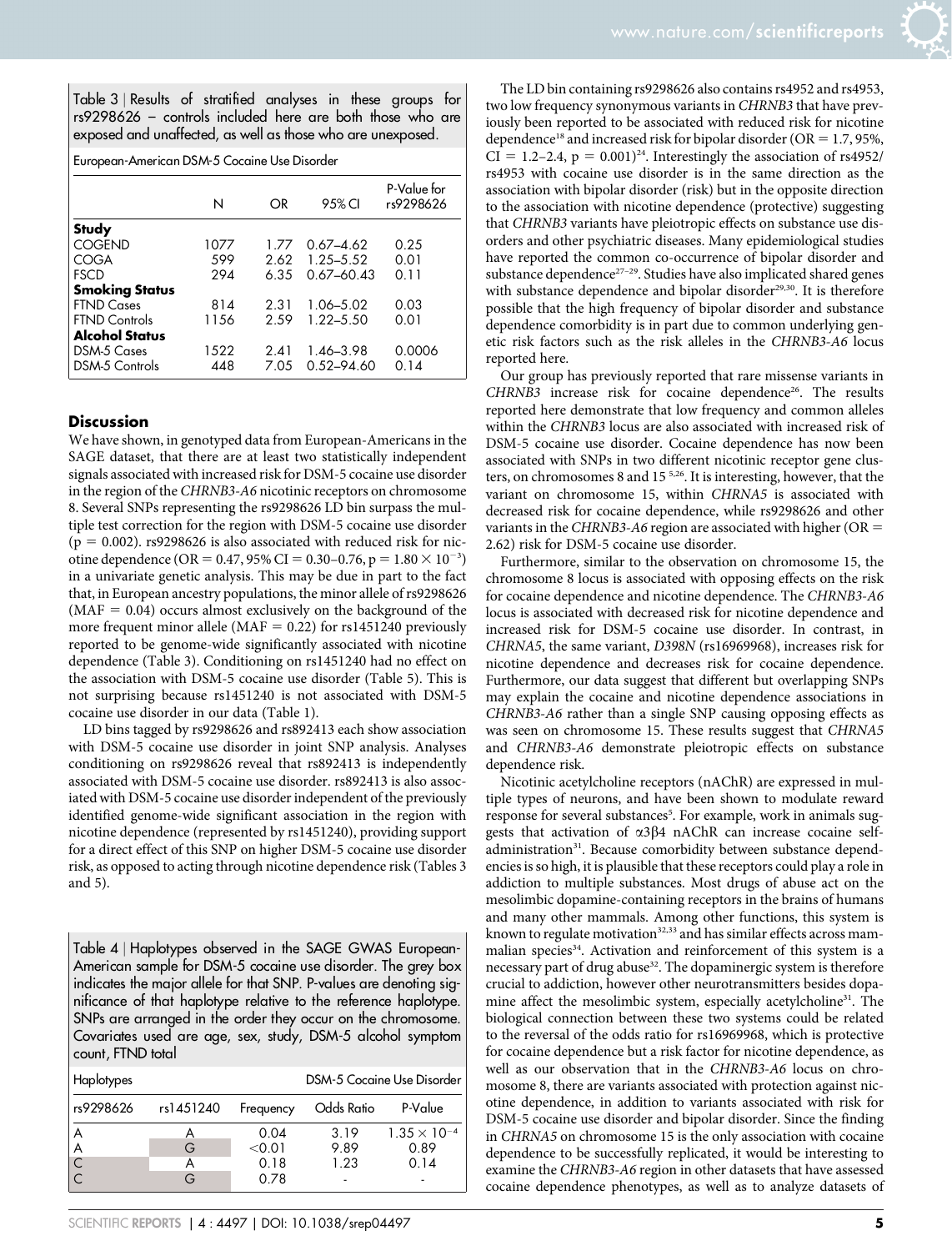Table 3 | Results of stratified analyses in these groups for rs9298626 – controls included here are both those who are exposed and unaffected, as well as those who are unexposed.

| European-American DSM-5 Cocaine Use Disorder | | | | |
|---|---|---|---|---|
| | N | OR | 95% CI | P-Value for rs9298626 |
| **Study** | | | | |
| COGEND | 1077 | 1.77 | 0.67–4.62 | 0.25 |
| COGA | 599 | 2.62 | 1.25–5.52 | 0.01 |
| FSCD | 294 | 6.35 | 0.67–60.43 | 0.11 |
| **Smoking Status** | | | | |
| FTND Cases | 814 | 2.31 | 1.06–5.02 | 0.03 |
| FTND Controls | 1156 | 2.59 | 1.22–5.50 | 0.01 |
| **Alcohol Status** | | | | |
| DSM-5 Cases | 1522 | 2.41 | 1.46–3.98 | 0.0006 |
| DSM-5 Controls | 448 | 7.05 | 0.52–94.60 | 0.14 |

## Discussion

We have shown, in genotyped data from European-Americans in the SAGE dataset, that there are at least two statistically independent signals associated with increased risk for DSM-5 cocaine use disorder in the region of the *CHRNB3-A6* nicotinic receptors on chromosome 8. Several SNPs representing the rs9298626 LD bin surpass the multiple test correction for the region with DSM-5 cocaine use disorder ($p = 0.002$). rs9298626 is also associated with reduced risk for nicotine dependence (OR = 0.47, 95% CI = 0.30–0.76, $p = 1.80 \times 10^{-3}$) in a univariate genetic analysis. This may be due in part to the fact that, in European ancestry populations, the minor allele of rs9298626 (MAF = 0.04) occurs almost exclusively on the background of the more frequent minor allele (MAF = 0.22) for rs1451240 previously reported to be genome-wide significantly associated with nicotine dependence (Table 3). Conditioning on rs1451240 had no effect on the association with DSM-5 cocaine use disorder (Table 5). This is not surprising because rs1451240 is not associated with DSM-5 cocaine use disorder in our data (Table 1).

LD bins tagged by rs9298626 and rs892413 each show association with DSM-5 cocaine use disorder in joint SNP analysis. Analyses conditioning on rs9298626 reveal that rs892413 is independently associated with DSM-5 cocaine use disorder. rs892413 is also associated with DSM-5 cocaine use disorder independent of the previously identified genome-wide significant association in the region with nicotine dependence (represented by rs1451240), providing support for a direct effect of this SNP on higher DSM-5 cocaine use disorder risk, as opposed to acting through nicotine dependence risk (Tables 3 and 5).

Table 4 | Haplotypes observed in the SAGE GWAS European-American sample for DSM-5 cocaine use disorder. The grey box indicates the major allele for that SNP. P-values are denoting significance of that haplotype relative to the reference haplotype. SNPs are arranged in the order they occur on the chromosome. Covariates used are age, sex, study, DSM-5 alcohol symptom count, FTND total

| Haplotypes | | DSM-5 Cocaine Use Disorder | | |
|---|---|---|---|---|
| rs9298626 | rs1451240 | Frequency | Odds Ratio | P-Value |
| A | A | 0.04 | 3.19 | $1.35 \times 10^{-4}$ |
| A | G | <0.01 | 9.89 | 0.89 |
| C | A | 0.18 | 1.23 | 0.14 |
| C | G | 0.78 | - | - |

The LD bin containing rs9298626 also contains rs4952 and rs4953, two low frequency synonymous variants in *CHRNB3* that have previously been reported to be associated with reduced risk for nicotine dependence[18] and increased risk for bipolar disorder (OR = 1.7, 95%, CI = 1.2–2.4, $p = 0.001$)[24]. Interestingly the association of rs4952/rs4953 with cocaine use disorder is in the same direction as the association with bipolar disorder (risk) but in the opposite direction to the association with nicotine dependence (protective) suggesting that *CHRNB3* variants have pleiotropic effects on substance use disorders and other psychiatric diseases. Many epidemiological studies have reported the common co-occurrence of bipolar disorder and substance dependence[27–29]. Studies have also implicated shared genes with substance dependence and bipolar disorder[29,30]. It is therefore possible that the high frequency of bipolar disorder and substance dependence comorbidity is in part due to common underlying genetic risk factors such as the risk alleles in the *CHRNB3-A6* locus reported here.

Our group has previously reported that rare missense variants in *CHRNB3* increase risk for cocaine dependence[26]. The results reported here demonstrate that low frequency and common alleles within the *CHRNB3* locus are also associated with increased risk of DSM-5 cocaine use disorder. Cocaine dependence has now been associated with SNPs in two different nicotinic receptor gene clusters, on chromosomes 8 and 15 [5,26]. It is interesting, however, that the variant on chromosome 15, within *CHRNA5* is associated with decreased risk for cocaine dependence, while rs9298626 and other variants in the *CHRNB3-A6* region are associated with higher (OR = 2.62) risk for DSM-5 cocaine use disorder.

Furthermore, similar to the observation on chromosome 15, the chromosome 8 locus is associated with opposing effects on the risk for cocaine dependence and nicotine dependence. The *CHRNB3-A6* locus is associated with decreased risk for nicotine dependence and increased risk for DSM-5 cocaine use disorder. In contrast, in *CHRNA5*, the same variant, *D398N* (rs16969968), increases risk for nicotine dependence and decreases risk for cocaine dependence. Furthermore, our data suggest that different but overlapping SNPs may explain the cocaine and nicotine dependence associations in *CHRNB3-A6* rather than a single SNP causing opposing effects as was seen on chromosome 15. These results suggest that *CHRNA5* and *CHRNB3-A6* demonstrate pleiotropic effects on substance dependence risk.

Nicotinic acetylcholine receptors (nAChR) are expressed in multiple types of neurons, and have been shown to modulate reward response for several substances[5]. For example, work in animals suggests that activation of α3β4 nAChR can increase cocaine self-administration[31]. Because comorbidity between substance dependencies is so high, it is plausible that these receptors could play a role in addiction to multiple substances. Most drugs of abuse act on the mesolimbic dopamine-containing receptors in the brains of humans and many other mammals. Among other functions, this system is known to regulate motivation[32,33] and has similar effects across mammalian species[34]. Activation and reinforcement of this system is a necessary part of drug abuse[32]. The dopaminergic system is therefore crucial to addiction, however other neurotransmitters besides dopamine affect the mesolimbic system, especially acetylcholine[31]. The biological connection between these two systems could be related to the reversal of the odds ratio for rs16969968, which is protective for cocaine dependence but a risk factor for nicotine dependence, as well as our observation that in the *CHRNB3-A6* locus on chromosome 8, there are variants associated with protection against nicotine dependence, in addition to variants associated with risk for DSM-5 cocaine use disorder and bipolar disorder. Since the finding in *CHRNA5* on chromosome 15 is the only association with cocaine dependence to be successfully replicated, it would be interesting to examine the *CHRNB3-A6* region in other datasets that have assessed cocaine dependence phenotypes, as well as to analyze datasets of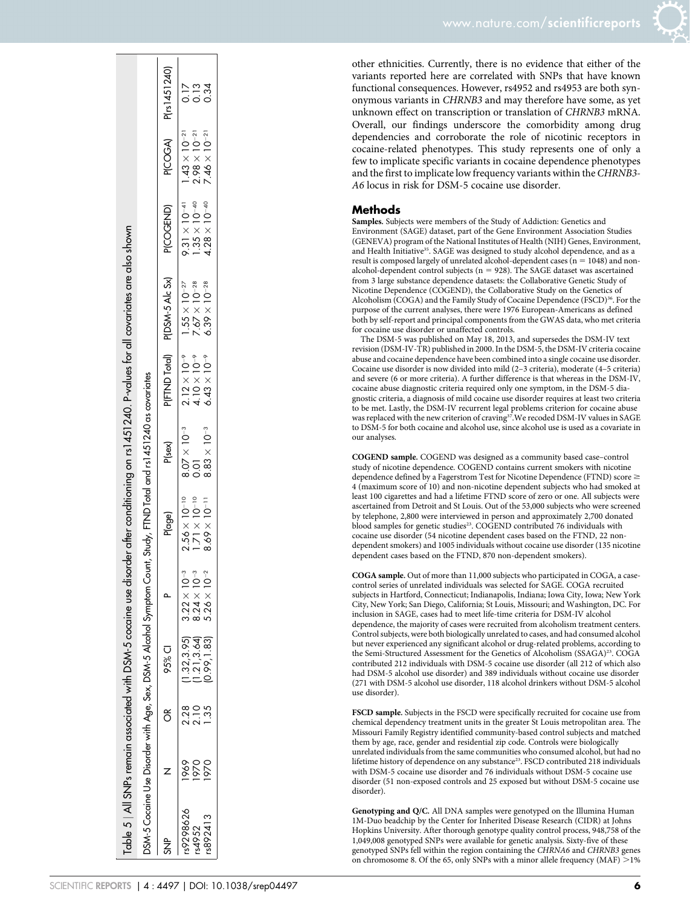Table 5 | All SNPs remain associated with DSM-5 cocaine use disorder after conditioning on rs1451240. P-values for all covariates are also shown

DSM-5 Cocaine Use Disorder with Age, Sex, DSM-5 Alcohol Symptom Count, Study, FTND Total and rs1451240 as covariates

| SNP | N | OR | 95% CI | P | P(age) | P(sex) | P(FTND Total) | P(DSM-5 Alc Sx) | P(COGEND) | P(COGA) | P(rs1451240) |
|---|---|---|---|---|---|---|---|---|---|---|---|
| rs9298626 | 1969 | 2.28 | (1.32,3.95) | $3.22 \times 10^{-3}$ | $2.56 \times 10^{-10}$ | $8.07 \times 10^{-3}$ | $2.12 \times 10^{-9}$ | $1.55 \times 10^{-27}$ | $9.31 \times 10^{-41}$ | $1.43 \times 10^{-21}$ | 0.17 |
| rs4952 | 1970 | 2.10 | (1.21,3.64) | $8.24 \times 10^{-3}$ | $1.71 \times 10^{-10}$ | 0.01 | $4.10 \times 10^{-9}$ | $7.67 \times 10^{-28}$ | $1.35 \times 10^{-40}$ | $2.98 \times 10^{-21}$ | 0.13 |
| rs892413 | 1970 | 1.35 | (0.99,1.83) | $5.26 \times 10^{-2}$ | $8.69 \times 10^{-11}$ | $8.83 \times 10^{-3}$ | $6.43 \times 10^{-9}$ | $6.39 \times 10^{-28}$ | $4.28 \times 10^{-40}$ | $7.46 \times 10^{-21}$ | 0.34 |

other ethnicities. Currently, there is no evidence that either of the variants reported here are correlated with SNPs that have known functional consequences. However, rs4952 and rs4953 are both synonymous variants in *CHRNB3* and may therefore have some, as yet unknown effect on transcription or translation of *CHRNB3* mRNA. Overall, our findings underscore the comorbidity among drug dependencies and corroborate the role of nicotinic receptors in cocaine-related phenotypes. This study represents one of only a few to implicate specific variants in cocaine dependence phenotypes and the first to implicate low frequency variants within the *CHRNB3-A6* locus in risk for DSM-5 cocaine use disorder.

## Methods

**Samples.** Subjects were members of the Study of Addiction: Genetics and Environment (SAGE) dataset, part of the Gene Environment Association Studies (GENEVA) program of the National Institutes of Health (NIH) Genes, Environment, and Health Initiative[35]. SAGE was designed to study alcohol dependence, and as a result is composed largely of unrelated alcohol-dependent cases (n = 1048) and non-alcohol-dependent control subjects (n = 928). The SAGE dataset was ascertained from 3 large substance dependence datasets: the Collaborative Genetic Study of Nicotine Dependence (COGEND), the Collaborative Study on the Genetics of Alcoholism (COGA) and the Family Study of Cocaine Dependence (FSCD)[36]. For the purpose of the current analyses, there were 1976 European-Americans as defined both by self-report and principal components from the GWAS data, who met criteria for cocaine use disorder or unaffected controls.

The DSM-5 was published on May 18, 2013, and supersedes the DSM-IV text revision (DSM-IV-TR) published in 2000. In the DSM-5, the DSM-IV criteria cocaine abuse and cocaine dependence have been combined into a single cocaine use disorder. Cocaine use disorder is now divided into mild (2–3 criteria), moderate (4–5 criteria) and severe (6 or more criteria). A further difference is that whereas in the DSM-IV, cocaine abuse diagnostic criteria required only one symptom, in the DSM-5 diagnostic criteria, a diagnosis of mild cocaine use disorder requires at least two criteria to be met. Lastly, the DSM-IV recurrent legal problems criterion for cocaine abuse was replaced with the new criterion of craving[37]. We recoded DSM-IV values in SAGE to DSM-5 for both cocaine and alcohol use, since alcohol use is used as a covariate in our analyses.

**COGEND sample.** COGEND was designed as a community based case–control study of nicotine dependence. COGEND contains current smokers with nicotine dependence defined by a Fagerstrom Test for Nicotine Dependence (FTND) score ≥ 4 (maximum score of 10) and non-nicotine dependent subjects who had smoked at least 100 cigarettes and had a lifetime FTND score of zero or one. All subjects were ascertained from Detroit and St Louis. Out of the 53,000 subjects who were screened by telephone, 2,800 were interviewed in person and approximately 2,700 donated blood samples for genetic studies[23]. COGEND contributed 76 individuals with cocaine use disorder (54 nicotine dependent cases based on the FTND, 22 non-dependent smokers) and 1005 individuals without cocaine use disorder (135 nicotine dependent cases based on the FTND, 870 non-dependent smokers).

**COGA sample.** Out of more than 11,000 subjects who participated in COGA, a case-control series of unrelated individuals was selected for SAGE. COGA recruited subjects in Hartford, Connecticut; Indianapolis, Indiana; Iowa City, Iowa; New York City, New York; San Diego, California; St Louis, Missouri; and Washington, DC. For inclusion in SAGE, cases had to meet life-time criteria for DSM-IV alcohol dependence, the majority of cases were recruited from alcoholism treatment centers. Control subjects, were both biologically unrelated to cases, and had consumed alcohol but never experienced any significant alcohol or drug-related problems, according to the Semi-Structured Assessment for the Genetics of Alcoholism (SSAGA)[23]. COGA contributed 212 individuals with DSM-5 cocaine use disorder (all 212 of which also had DSM-5 alcohol use disorder) and 389 individuals without cocaine use disorder (271 with DSM-5 alcohol use disorder, 118 alcohol drinkers without DSM-5 alcohol use disorder).

**FSCD sample.** Subjects in the FSCD were specifically recruited for cocaine use from chemical dependency treatment units in the greater St Louis metropolitan area. The Missouri Family Registry identified community-based control subjects and matched them by age, race, gender and residential zip code. Controls were biologically unrelated individuals from the same communities who consumed alcohol, but had no lifetime history of dependence on any substance[23]. FSCD contributed 218 individuals with DSM-5 cocaine use disorder and 76 individuals without DSM-5 cocaine use disorder (51 non-exposed controls and 25 exposed but without DSM-5 cocaine use disorder).

**Genotyping and Q/C.** All DNA samples were genotyped on the Illumina Human 1M-Duo beadchip by the Center for Inherited Disease Research (CIDR) at Johns Hopkins University. After thorough genotype quality control process, 948,758 of the 1,049,008 genotyped SNPs were available for genetic analysis. Sixty-five of these genotyped SNPs fell within the region containing the *CHRNA6* and *CHRNB3* genes on chromosome 8. Of the 65, only SNPs with a minor allele frequency (MAF) >1%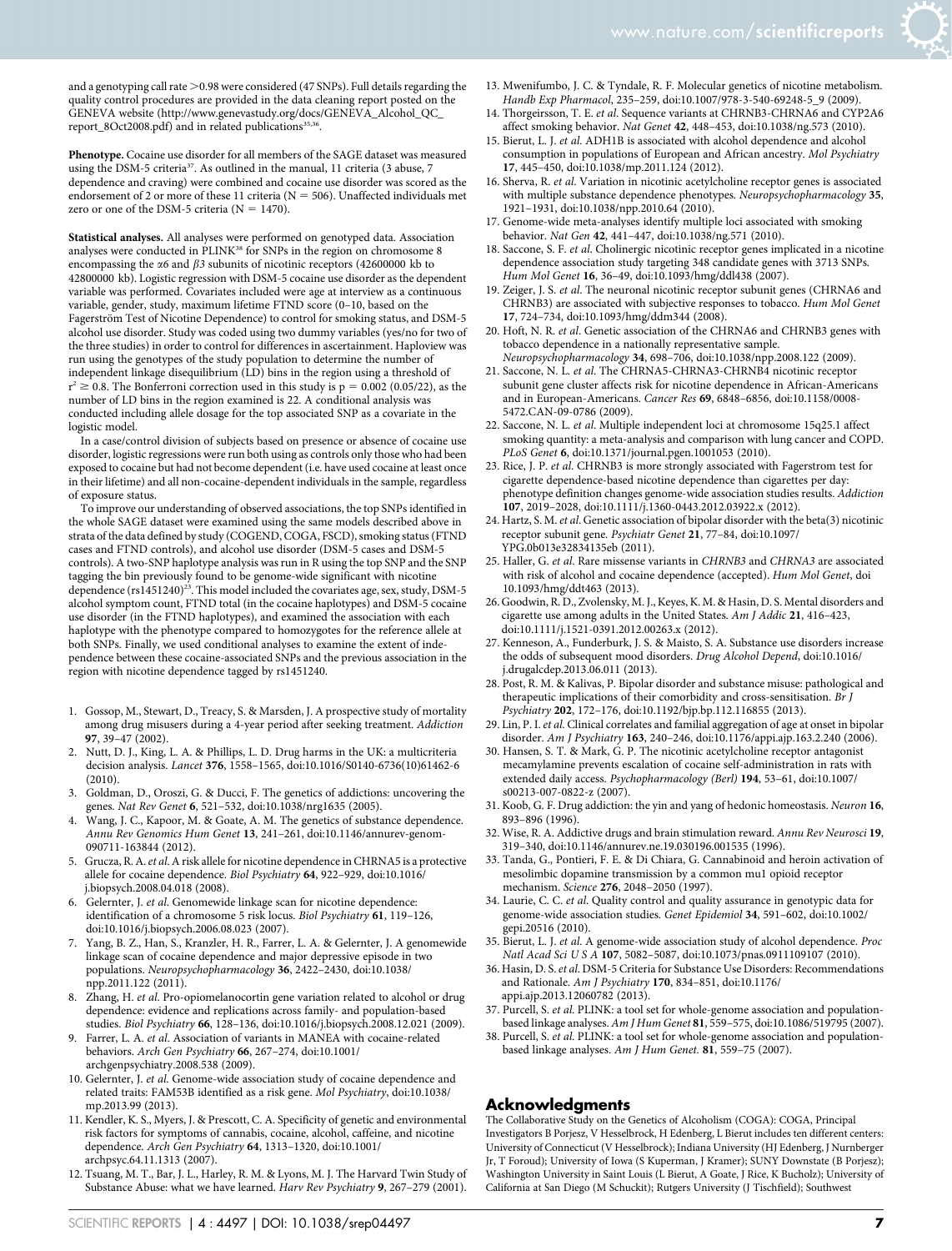and a genotyping call rate >0.98 were considered (47 SNPs). Full details regarding the quality control procedures are provided in the data cleaning report posted on the GENEVA website (http://www.genevastudy.org/docs/GENEVA_Alcohol_QC_report_8Oct2008.pdf) and in related publications[35,36].

**Phenotype.** Cocaine use disorder for all members of the SAGE dataset was measured using the DSM-5 criteria[37]. As outlined in the manual, 11 criteria (3 abuse, 7 dependence and craving) were combined and cocaine use disorder was scored as the endorsement of 2 or more of these 11 criteria (N = 506). Unaffected individuals met zero or one of the DSM-5 criteria (N = 1470).

**Statistical analyses.** All analyses were performed on genotyped data. Association analyses were conducted in PLINK[38] for SNPs in the region on chromosome 8 encompassing the $\alpha 6$ and $\beta 3$ subunits of nicotinic receptors (42600000 kb to 42800000 kb). Logistic regression with DSM-5 cocaine use disorder as the dependent variable was performed. Covariates included were age at interview as a continuous variable, gender, study, maximum lifetime FTND score (0–10, based on the Fagerström Test of Nicotine Dependence) to control for smoking status, and DSM-5 alcohol use disorder. Study was coded using two dummy variables (yes/no for two of the three studies) in order to control for differences in ascertainment. Haploview was run using the genotypes of the study population to determine the number of independent linkage disequilibrium (LD) bins in the region using a threshold of $r^2 \geq 0.8$. The Bonferroni correction used in this study is p = 0.002 (0.05/22), as the number of LD bins in the region examined is 22. A conditional analysis was conducted including allele dosage for the top associated SNP as a covariate in the logistic model.

In a case/control division of subjects based on presence or absence of cocaine use disorder, logistic regressions were run both using as controls only those who had been exposed to cocaine but had not become dependent (i.e. have used cocaine at least once in their lifetime) and all non-cocaine-dependent individuals in the sample, regardless of exposure status.

To improve our understanding of observed associations, the top SNPs identified in the whole SAGE dataset were examined using the same models described above in strata of the data defined by study (COGEND, COGA, FSCD), smoking status (FTND cases and FTND controls), and alcohol use disorder (DSM-5 cases and DSM-5 controls). A two-SNP haplotype analysis was run in R using the top SNP and the SNP tagging the bin previously found to be genome-wide significant with nicotine dependence (rs1451240)[23]. This model included the covariates age, sex, study, DSM-5 alcohol symptom count, FTND total (in the cocaine haplotypes) and DSM-5 cocaine use disorder (in the FTND haplotypes), and examined the association with each haplotype with the phenotype compared to homozygotes for the reference allele at both SNPs. Finally, we used conditional analyses to examine the extent of independence between these cocaine-associated SNPs and the previous association in the region with nicotine dependence tagged by rs1451240.

1. Gossop, M., Stewart, D., Treacy, S. & Marsden, J. A prospective study of mortality among drug misusers during a 4-year period after seeking treatment. *Addiction* **97**, 39–47 (2002).
2. Nutt, D. J., King, L. A. & Phillips, L. D. Drug harms in the UK: a multicriteria decision analysis. *Lancet* **376**, 1558–1565, doi:10.1016/S0140-6736(10)61462-6 (2010).
3. Goldman, D., Oroszi, G. & Ducci, F. The genetics of addictions: uncovering the genes. *Nat Rev Genet* **6**, 521–532, doi:10.1038/nrg1635 (2005).
4. Wang, J. C., Kapoor, M. & Goate, A. M. The genetics of substance dependence. *Annu Rev Genomics Hum Genet* **13**, 241–261, doi:10.1146/annurev-genom-090711-163844 (2012).
5. Grucza, R. A. *et al.* A risk allele for nicotine dependence in CHRNA5 is a protective allele for cocaine dependence. *Biol Psychiatry* **64**, 922–929, doi:10.1016/j.biopsych.2008.04.018 (2008).
6. Gelernter, J. *et al.* Genomewide linkage scan for nicotine dependence: identification of a chromosome 5 risk locus. *Biol Psychiatry* **61**, 119–126, doi:10.1016/j.biopsych.2006.08.023 (2007).
7. Yang, B. Z., Han, S., Kranzler, H. R., Farrer, L. A. & Gelernter, J. A genomewide linkage scan of cocaine dependence and major depressive episode in two populations. *Neuropsychopharmacology* **36**, 2422–2430, doi:10.1038/npp.2011.122 (2011).
8. Zhang, H. *et al.* Pro-opiomelanocortin gene variation related to alcohol or drug dependence: evidence and replications across family- and population-based studies. *Biol Psychiatry* **66**, 128–136, doi:10.1016/j.biopsych.2008.12.021 (2009).
9. Farrer, L. A. *et al.* Association of variants in MANEA with cocaine-related behaviors. *Arch Gen Psychiatry* **66**, 267–274, doi:10.1001/archgenpsychiatry.2008.538 (2009).
10. Gelernter, J. *et al.* Genome-wide association study of cocaine dependence and related traits: FAM53B identified as a risk gene. *Mol Psychiatry*, doi:10.1038/mp.2013.99 (2013).
11. Kendler, K. S., Myers, J. & Prescott, C. A. Specificity of genetic and environmental risk factors for symptoms of cannabis, cocaine, alcohol, caffeine, and nicotine dependence. *Arch Gen Psychiatry* **64**, 1313–1320, doi:10.1001/archpsyc.64.11.1313 (2007).
12. Tsuang, M. T., Bar, J. L., Harley, R. M. & Lyons, M. J. The Harvard Twin Study of Substance Abuse: what we have learned. *Harv Rev Psychiatry* **9**, 267–279 (2001).
13. Mwenifumbo, J. C. & Tyndale, R. F. Molecular genetics of nicotine metabolism. *Handb Exp Pharmacol*, 235–259, doi:10.1007/978-3-540-69248-5_9 (2009).
14. Thorgeirsson, T. E. *et al.* Sequence variants at CHRNB3-CHRNA6 and CYP2A6 affect smoking behavior. *Nat Genet* **42**, 448–453, doi:10.1038/ng.573 (2010).
15. Bierut, L. J. *et al.* ADH1B is associated with alcohol dependence and alcohol consumption in populations of European and African ancestry. *Mol Psychiatry* **17**, 445–450, doi:10.1038/mp.2011.124 (2012).
16. Sherva, R. *et al.* Variation in nicotinic acetylcholine receptor genes is associated with multiple substance dependence phenotypes. *Neuropsychopharmacology* **35**, 1921–1931, doi:10.1038/npp.2010.64 (2010).
17. Genome-wide meta-analyses identify multiple loci associated with smoking behavior. *Nat Gen* **42**, 441–447, doi:10.1038/ng.571 (2010).
18. Saccone, S. F. *et al.* Cholinergic nicotinic receptor genes implicated in a nicotine dependence association study targeting 348 candidate genes with 3713 SNPs. *Hum Mol Genet* **16**, 36–49, doi:10.1093/hmg/ddl438 (2007).
19. Zeiger, J. S. *et al.* The neuronal nicotinic receptor subunit genes (CHRNA6 and CHRNB3) are associated with subjective responses to tobacco. *Hum Mol Genet* **17**, 724–734, doi:10.1093/hmg/ddm344 (2008).
20. Hoft, N. R. *et al.* Genetic association of the CHRNA6 and CHRNB3 genes with tobacco dependence in a nationally representative sample. *Neuropsychopharmacology* **34**, 698–706, doi:10.1038/npp.2008.122 (2009).
21. Saccone, N. L. *et al.* The CHRNA5-CHRNA3-CHRNB4 nicotinic receptor subunit gene cluster affects risk for nicotine dependence in African-Americans and in European-Americans. *Cancer Res* **69**, 6848–6856, doi:10.1158/0008-5472.CAN-09-0786 (2009).
22. Saccone, N. L. *et al.* Multiple independent loci at chromosome 15q25.1 affect smoking quantity: a meta-analysis and comparison with lung cancer and COPD. *PLoS Genet* **6**, doi:10.1371/journal.pgen.1001053 (2010).
23. Rice, J. P. *et al.* CHRNB3 is more strongly associated with Fagerstrom test for cigarette dependence-based nicotine dependence than cigarettes per day: phenotype definition changes genome-wide association studies results. *Addiction* **107**, 2019–2028, doi:10.1111/j.1360-0443.2012.03922.x (2012).
24. Hartz, S. M. *et al.* Genetic association of bipolar disorder with the beta(3) nicotinic receptor subunit gene. *Psychiatr Genet* **21**, 77–84, doi:10.1097/YPG.0b013e32834135eb (2011).
25. Haller, G. *et al.* Rare missense variants in *CHRNB3* and *CHRNA3* are associated with risk of alcohol and cocaine dependence (accepted). *Hum Mol Genet*, doi 10.1093/hmg/ddt463 (2013).
26. Goodwin, R. D., Zvolensky, M. J., Keyes, K. M. & Hasin, D. S. Mental disorders and cigarette use among adults in the United States. *Am J Addic* **21**, 416–423, doi:10.1111/j.1521-0391.2012.00263.x (2012).
27. Kenneson, A., Funderburk, J. S. & Maisto, S. A. Substance use disorders increase the odds of subsequent mood disorders. *Drug Alcohol Depend*, doi:10.1016/j.drugalcdep.2013.06.011 (2013).
28. Post, R. M. & Kalivas, P. Bipolar disorder and substance misuse: pathological and therapeutic implications of their comorbidity and cross-sensitisation. *Br J Psychiatry* **202**, 172–176, doi:10.1192/bjp.bp.112.116855 (2013).
29. Lin, P. I. *et al.* Clinical correlates and familial aggregation of age at onset in bipolar disorder. *Am J Psychiatry* **163**, 240–246, doi:10.1176/appi.ajp.163.2.240 (2006).
30. Hansen, S. T. & Mark, G. P. The nicotinic acetylcholine receptor antagonist mecamylamine prevents escalation of cocaine self-administration in rats with extended daily access. *Psychopharmacology (Berl)* **194**, 53–61, doi:10.1007/s00213-007-0822-z (2007).
31. Koob, G. F. Drug addiction: the yin and yang of hedonic homeostasis. *Neuron* **16**, 893–896 (1996).
32. Wise, R. A. Addictive drugs and brain stimulation reward. *Annu Rev Neurosci* **19**, 319–340, doi:10.1146/annurev.ne.19.030196.001535 (1996).
33. Tanda, G., Pontieri, F. E. & Di Chiara, G. Cannabinoid and heroin activation of mesolimbic dopamine transmission by a common mu1 opioid receptor mechanism. *Science* **276**, 2048–2050 (1997).
34. Laurie, C. C. *et al.* Quality control and quality assurance in genotypic data for genome-wide association studies. *Genet Epidemiol* **34**, 591–602, doi:10.1002/gepi.20516 (2010).
35. Bierut, L. J. *et al.* A genome-wide association study of alcohol dependence. *Proc Natl Acad Sci U S A* **107**, 5082–5087, doi:10.1073/pnas.0911109107 (2010).
36. Hasin, D. S. *et al.* DSM-5 Criteria for Substance Use Disorders: Recommendations and Rationale. *Am J Psychiatry* **170**, 834–851, doi:10.1176/appi.ajp.2013.12060782 (2013).
37. Purcell, S. *et al.* PLINK: a tool set for whole-genome association and population-based linkage analyses. *Am J Hum Genet* **81**, 559–575, doi:10.1086/519795 (2007).
38. Purcell, S. *et al.* PLINK: a tool set for whole-genome association and population-based linkage analyses. *Am J Hum Genet.* **81**, 559–75 (2007).

## Acknowledgments

The Collaborative Study on the Genetics of Alcoholism (COGA): COGA, Principal Investigators B Porjesz, V Hesselbrock, H Edenberg, L Bierut includes ten different centers: University of Connecticut (V Hesselbrock); Indiana University (HJ Edenberg, J Nurnberger Jr, T Foroud); University of Iowa (S Kuperman, J Kramer); SUNY Downstate (B Porjesz); Washington University in Saint Louis (L Bierut, A Goate, J Rice, K Bucholz); University of California at San Diego (M Schuckit); Rutgers University (J Tischfield); Southwest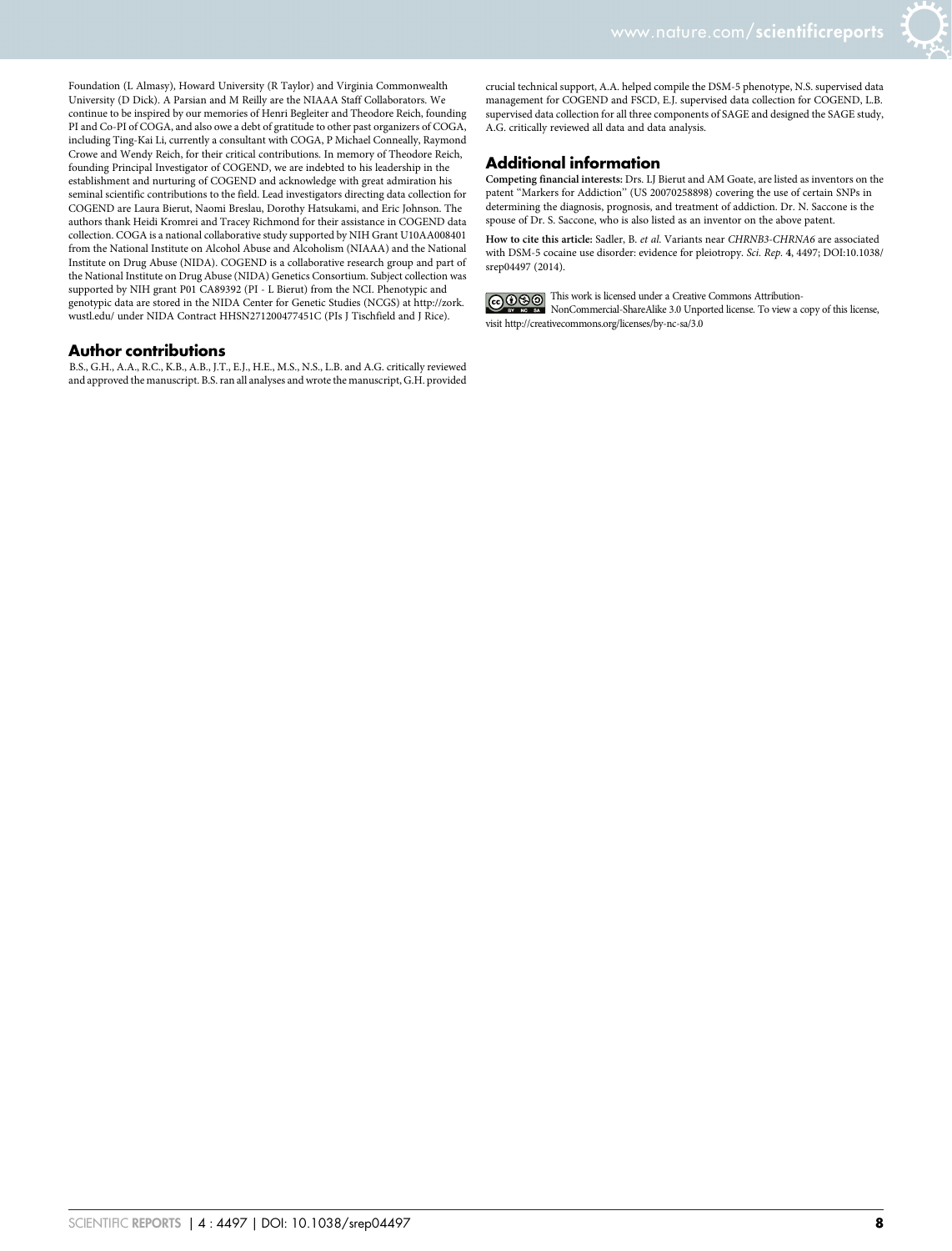Foundation (L Almasy), Howard University (R Taylor) and Virginia Commonwealth University (D Dick). A Parsian and M Reilly are the NIAAA Staff Collaborators. We continue to be inspired by our memories of Henri Begleiter and Theodore Reich, founding PI and Co-PI of COGA, and also owe a debt of gratitude to other past organizers of COGA, including Ting-Kai Li, currently a consultant with COGA, P Michael Conneally, Raymond Crowe and Wendy Reich, for their critical contributions. In memory of Theodore Reich, founding Principal Investigator of COGEND, we are indebted to his leadership in the establishment and nurturing of COGEND and acknowledge with great admiration his seminal scientific contributions to the field. Lead investigators directing data collection for COGEND are Laura Bierut, Naomi Breslau, Dorothy Hatsukami, and Eric Johnson. The authors thank Heidi Kromrei and Tracey Richmond for their assistance in COGEND data collection. COGA is a national collaborative study supported by NIH Grant U10AA008401 from the National Institute on Alcohol Abuse and Alcoholism (NIAAA) and the National Institute on Drug Abuse (NIDA). COGEND is a collaborative research group and part of the National Institute on Drug Abuse (NIDA) Genetics Consortium. Subject collection was supported by NIH grant P01 CA89392 (PI - L Bierut) from the NCI. Phenotypic and genotypic data are stored in the NIDA Center for Genetic Studies (NCGS) at http://zork.wustl.edu/ under NIDA Contract HHSN271200477451C (PIs J Tischfield and J Rice).

## Author contributions

B.S., G.H., A.A., R.C., K.B., A.B., J.T., E.J., H.E., M.S., N.S., L.B. and A.G. critically reviewed and approved the manuscript. B.S. ran all analyses and wrote the manuscript, G.H. provided crucial technical support, A.A. helped compile the DSM-5 phenotype, N.S. supervised data management for COGEND and FSCD, E.J. supervised data collection for COGEND, L.B. supervised data collection for all three components of SAGE and designed the SAGE study, A.G. critically reviewed all data and data analysis.

## Additional information

**Competing financial interests:** Drs. LJ Bierut and AM Goate, are listed as inventors on the patent "Markers for Addiction" (US 20070258898) covering the use of certain SNPs in determining the diagnosis, prognosis, and treatment of addiction. Dr. N. Saccone is the spouse of Dr. S. Saccone, who is also listed as an inventor on the above patent.

**How to cite this article:** Sadler, B. *et al*. Variants near *CHRNB3-CHRNA6* are associated with DSM-5 cocaine use disorder: evidence for pleiotropy. *Sci. Rep.* **4**, 4497; DOI:10.1038/srep04497 (2014).

This work is licensed under a Creative Commons Attribution-NonCommercial-ShareAlike 3.0 Unported license. To view a copy of this license, visit http://creativecommons.org/licenses/by-nc-sa/3.0